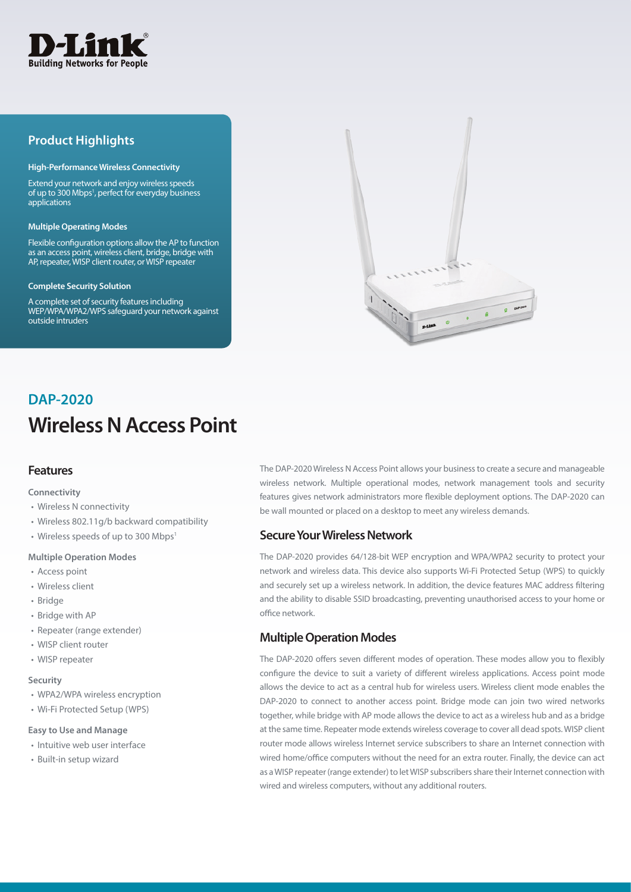D-Link
Building Networks for People

## Product Highlights

**High-Performance Wireless Connectivity**

Extend your network and enjoy wireless speeds of up to 300 Mbps[1], perfect for everyday business applications

**Multiple Operating Modes**

Flexible configuration options allow the AP to function as an access point, wireless client, bridge, bridge with AP, repeater, WISP client router, or WISP repeater

**Complete Security Solution**

A complete set of security features including WEP/WPA/WPA2/WPS safeguard your network against outside intruders

## DAP-2020

# Wireless N Access Point

## Features

**Connectivity**

- Wireless N connectivity
- Wireless 802.11g/b backward compatibility
- Wireless speeds of up to 300 Mbps[1]

**Multiple Operation Modes**

- Access point
- Wireless client
- Bridge
- Bridge with AP
- Repeater (range extender)
- WISP client router
- WISP repeater

**Security**

- WPA2/WPA wireless encryption
- Wi-Fi Protected Setup (WPS)

**Easy to Use and Manage**

- Intuitive web user interface
- Built-in setup wizard

The DAP-2020 Wireless N Access Point allows your business to create a secure and manageable wireless network. Multiple operational modes, network management tools and security features gives network administrators more flexible deployment options. The DAP-2020 can be wall mounted or placed on a desktop to meet any wireless demands.

## Secure Your Wireless Network

The DAP-2020 provides 64/128-bit WEP encryption and WPA/WPA2 security to protect your network and wireless data. This device also supports Wi-Fi Protected Setup (WPS) to quickly and securely set up a wireless network. In addition, the device features MAC address filtering and the ability to disable SSID broadcasting, preventing unauthorised access to your home or office network.

## Multiple Operation Modes

The DAP-2020 offers seven different modes of operation. These modes allow you to flexibly configure the device to suit a variety of different wireless applications. Access point mode allows the device to act as a central hub for wireless users. Wireless client mode enables the DAP-2020 to connect to another access point. Bridge mode can join two wired networks together, while bridge with AP mode allows the device to act as a wireless hub and as a bridge at the same time. Repeater mode extends wireless coverage to cover all dead spots. WISP client router mode allows wireless Internet service subscribers to share an Internet connection with wired home/office computers without the need for an extra router. Finally, the device can act as a WISP repeater (range extender) to let WISP subscribers share their Internet connection with wired and wireless computers, without any additional routers.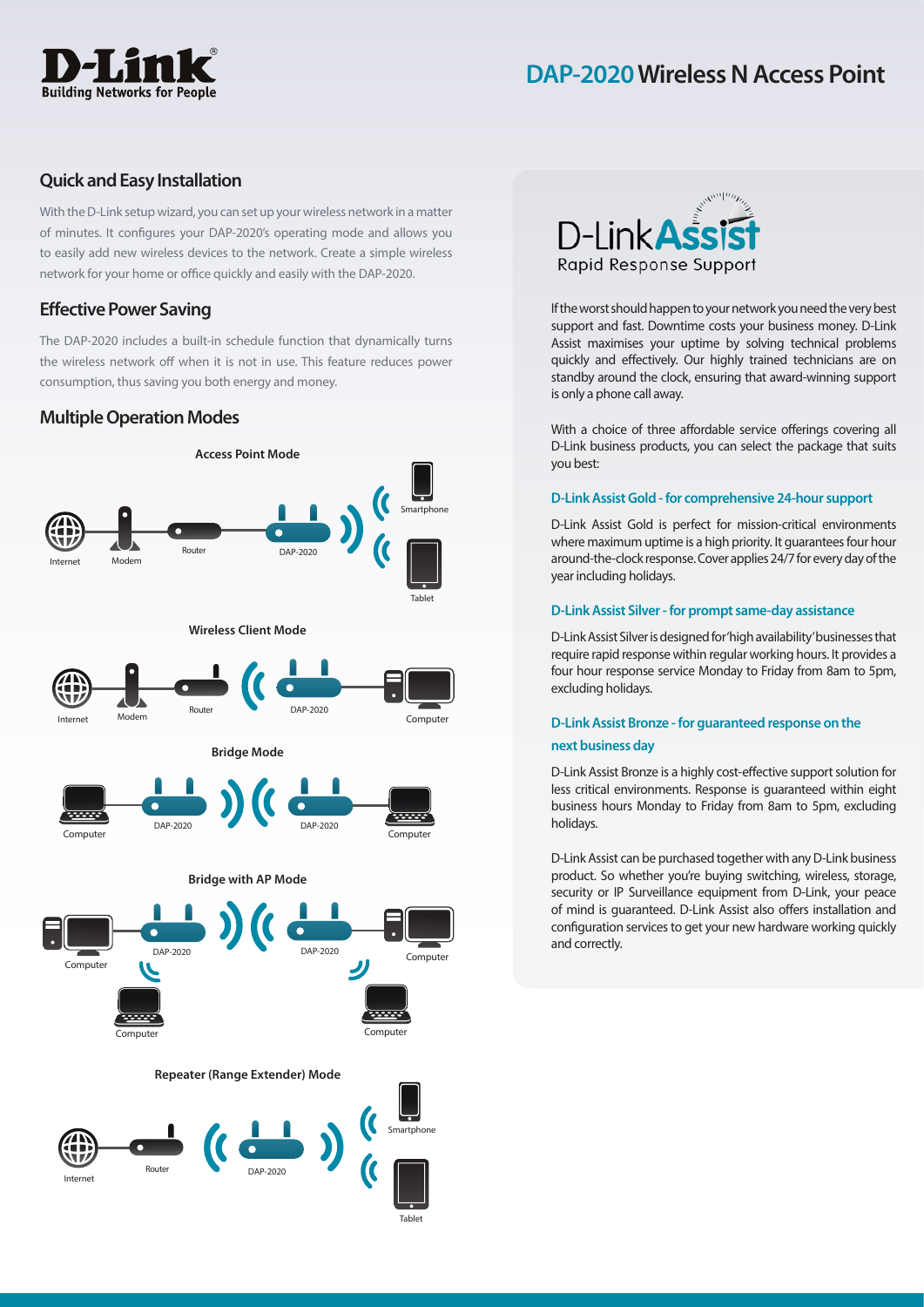# DAP-2020 Wireless N Access Point

## Quick and Easy Installation

With the D-Link setup wizard, you can set up your wireless network in a matter of minutes. It configures your DAP-2020's operating mode and allows you to easily add new wireless devices to the network. Create a simple wireless network for your home or office quickly and easily with the DAP-2020.

## Effective Power Saving

The DAP-2020 includes a built-in schedule function that dynamically turns the wireless network off when it is not in use. This feature reduces power consumption, thus saving you both energy and money.

## Multiple Operation Modes

**Access Point Mode**

Internet, Modem, Router, DAP-2020, Smartphone, Tablet

**Wireless Client Mode**

Internet, Modem, Router, DAP-2020, Computer

**Bridge Mode**

Computer, DAP-2020, DAP-2020, Computer

**Bridge with AP Mode**

Computer, DAP-2020, DAP-2020, Computer, Computer, Computer

**Repeater (Range Extender) Mode**

Internet, Router, DAP-2020, Smartphone, Tablet

## D-Link Assist
Rapid Response Support

If the worst should happen to your network you need the very best support and fast. Downtime costs your business money. D-Link Assist maximises your uptime by solving technical problems quickly and effectively. Our highly trained technicians are on standby around the clock, ensuring that award-winning support is only a phone call away.

With a choice of three affordable service offerings covering all D-Link business products, you can select the package that suits you best:

### D-Link Assist Gold - for comprehensive 24-hour support

D-Link Assist Gold is perfect for mission-critical environments where maximum uptime is a high priority. It guarantees four hour around-the-clock response. Cover applies 24/7 for every day of the year including holidays.

### D-Link Assist Silver - for prompt same-day assistance

D-Link Assist Silver is designed for 'high availability' businesses that require rapid response within regular working hours. It provides a four hour response service Monday to Friday from 8am to 5pm, excluding holidays.

### D-Link Assist Bronze - for guaranteed response on the next business day

D-Link Assist Bronze is a highly cost-effective support solution for less critical environments. Response is guaranteed within eight business hours Monday to Friday from 8am to 5pm, excluding holidays.

D-Link Assist can be purchased together with any D-Link business product. So whether you're buying switching, wireless, storage, security or IP Surveillance equipment from D-Link, your peace of mind is guaranteed. D-Link Assist also offers installation and configuration services to get your new hardware working quickly and correctly.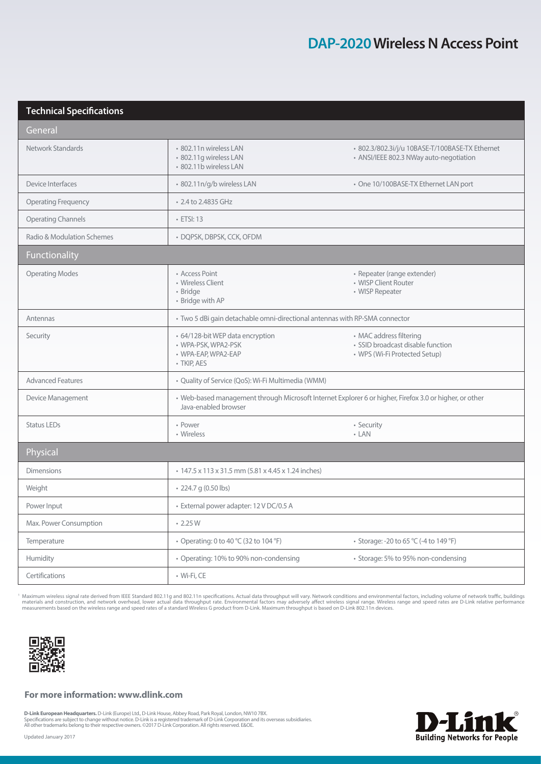# DAP-2020 Wireless N Access Point

| Technical Specifications | | |
|---|---|---|
| **General** | | |
| Network Standards | • 802.11n wireless LAN<br>• 802.11g wireless LAN<br>• 802.11b wireless LAN | • 802.3/802.3i/j/u 10BASE-T/100BASE-TX Ethernet<br>• ANSI/IEEE 802.3 NWay auto-negotiation |
| Device Interfaces | • 802.11n/g/b wireless LAN | • One 10/100BASE-TX Ethernet LAN port |
| Operating Frequency | • 2.4 to 2.4835 GHz | |
| Operating Channels | • ETSI: 13 | |
| Radio & Modulation Schemes | • DQPSK, DBPSK, CCK, OFDM | |
| **Functionality** | | |
| Operating Modes | • Access Point<br>• Wireless Client<br>• Bridge<br>• Bridge with AP | • Repeater (range extender)<br>• WISP Client Router<br>• WISP Repeater |
| Antennas | • Two 5 dBi gain detachable omni-directional antennas with RP-SMA connector | |
| Security | • 64/128-bit WEP data encryption<br>• WPA-PSK, WPA2-PSK<br>• WPA-EAP, WPA2-EAP<br>• TKIP, AES | • MAC address filtering<br>• SSID broadcast disable function<br>• WPS (Wi-Fi Protected Setup) |
| Advanced Features | • Quality of Service (QoS): Wi-Fi Multimedia (WMM) | |
| Device Management | • Web-based management through Microsoft Internet Explorer 6 or higher, Firefox 3.0 or higher, or other Java-enabled browser | |
| Status LEDs | • Power<br>• Wireless | • Security<br>• LAN |
| **Physical** | | |
| Dimensions | • 147.5 x 113 x 31.5 mm (5.81 x 4.45 x 1.24 inches) | |
| Weight | • 224.7 g (0.50 lbs) | |
| Power Input | • External power adapter: 12 V DC/0.5 A | |
| Max. Power Consumption | • 2.25 W | |
| Temperature | • Operating: 0 to 40 °C (32 to 104 °F) | • Storage: -20 to 65 °C (-4 to 149 °F) |
| Humidity | • Operating: 10% to 90% non-condensing | • Storage: 5% to 95% non-condensing |
| Certifications | • Wi-Fi, CE | |

[1] Maximum wireless signal rate derived from IEEE Standard 802.11g and 802.11n specifications. Actual data throughput will vary. Network conditions and environmental factors, including volume of network traffic, buildings materials and construction, and network overhead, lower actual data throughput rate. Environmental factors may adversely affect wireless signal range. Wireless range and speed rates are D-Link relative performance measurements based on the wireless range and speed rates of a standard Wireless G product from D-Link. Maximum throughput is based on D-Link 802.11n devices.

**For more information: www.dlink.com**

**D-Link European Headquarters.** D-Link (Europe) Ltd., D-Link House, Abbey Road, Park Royal, London, NW10 7BX.
Specifications are subject to change without notice. D-Link is a registered trademark of D-Link Corporation and its overseas subsidiaries.
All other trademarks belong to their respective owners. ©2017 D-Link Corporation. All rights reserved. E&OE.

Updated January 2017

D-Link® Building Networks for People